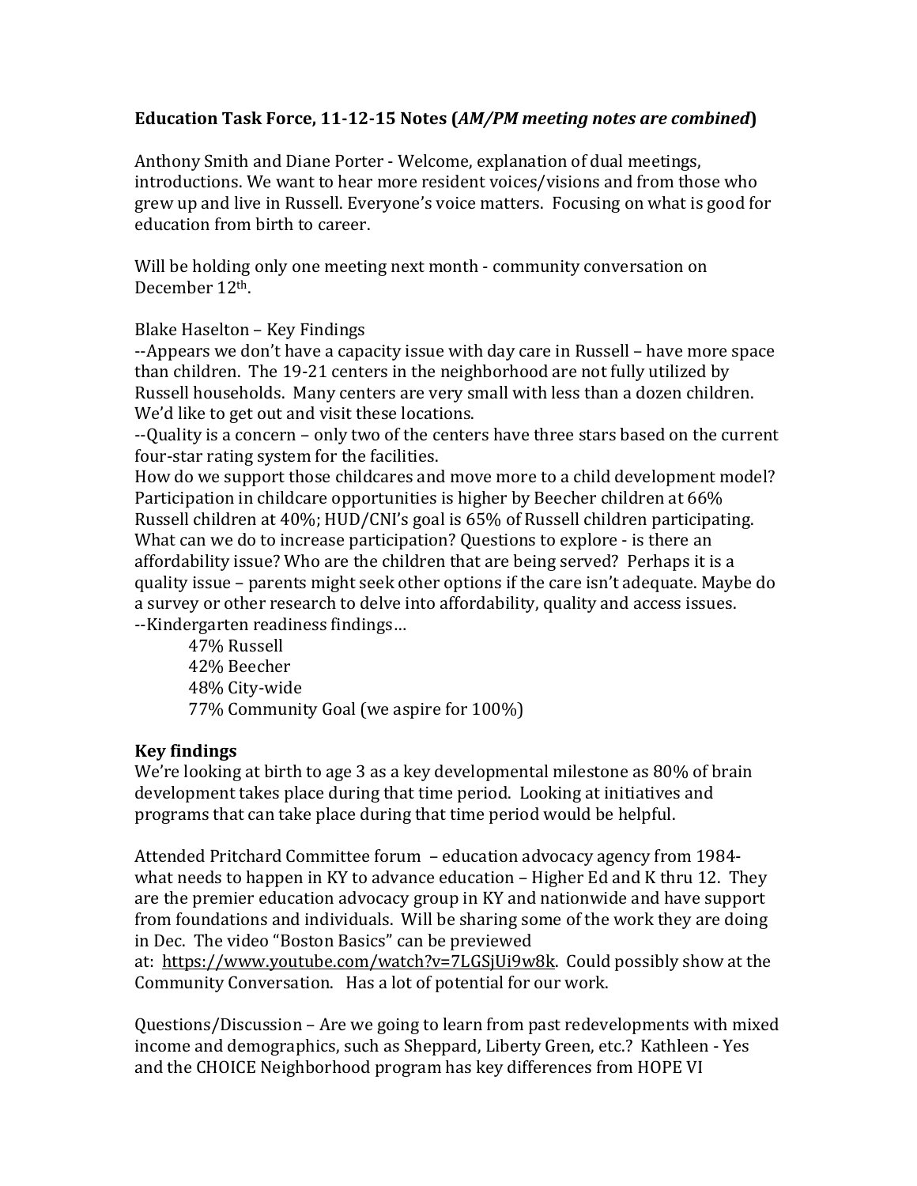**Education Task Force, 11-12-15 Notes (*AM/PM meeting notes are combined*)**

Anthony Smith and Diane Porter - Welcome, explanation of dual meetings, introductions. We want to hear more resident voices/visions and from those who grew up and live in Russell. Everyone's voice matters. Focusing on what is good for education from birth to career.

Will be holding only one meeting next month - community conversation on December 12th.

Blake Haselton – Key Findings

--Appears we don't have a capacity issue with day care in Russell – have more space than children. The 19-21 centers in the neighborhood are not fully utilized by Russell households. Many centers are very small with less than a dozen children. We'd like to get out and visit these locations.

--Quality is a concern – only two of the centers have three stars based on the current four-star rating system for the facilities.

How do we support those childcares and move more to a child development model? Participation in childcare opportunities is higher by Beecher children at 66% Russell children at 40%; HUD/CNI's goal is 65% of Russell children participating. What can we do to increase participation? Questions to explore - is there an affordability issue? Who are the children that are being served? Perhaps it is a quality issue – parents might seek other options if the care isn't adequate. Maybe do a survey or other research to delve into affordability, quality and access issues.

--Kindergarten readiness findings…

47% Russell
42% Beecher
48% City-wide
77% Community Goal (we aspire for 100%)

**Key findings**

We're looking at birth to age 3 as a key developmental milestone as 80% of brain development takes place during that time period. Looking at initiatives and programs that can take place during that time period would be helpful.

Attended Pritchard Committee forum – education advocacy agency from 1984- what needs to happen in KY to advance education – Higher Ed and K thru 12. They are the premier education advocacy group in KY and nationwide and have support from foundations and individuals. Will be sharing some of the work they are doing in Dec. The video "Boston Basics" can be previewed at: https://www.youtube.com/watch?v=7LGSjUi9w8k. Could possibly show at the Community Conversation. Has a lot of potential for our work.

Questions/Discussion – Are we going to learn from past redevelopments with mixed income and demographics, such as Sheppard, Liberty Green, etc.? Kathleen - Yes and the CHOICE Neighborhood program has key differences from HOPE VI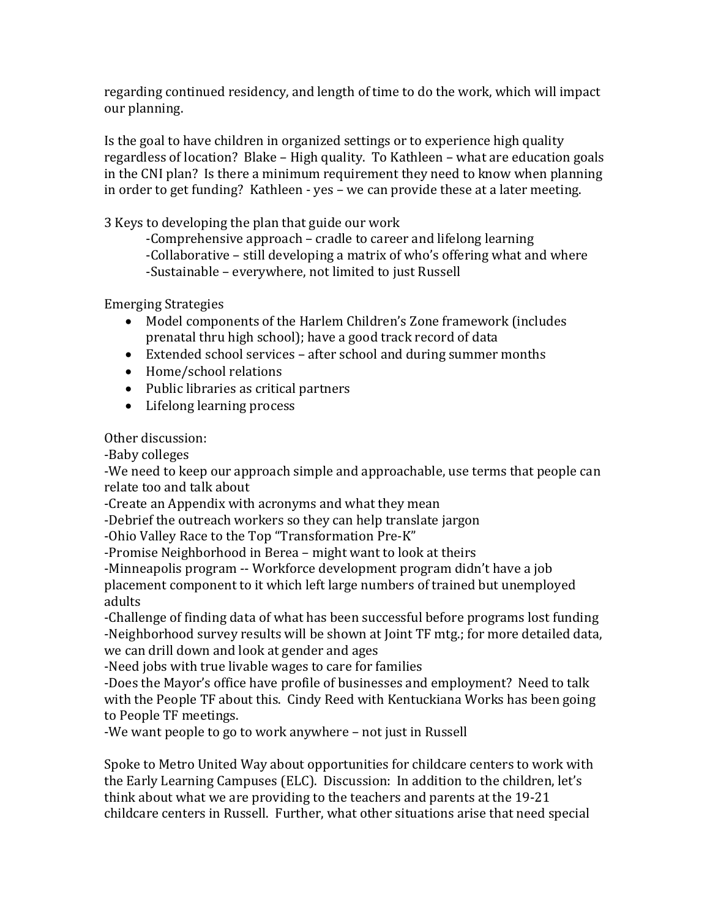regarding continued residency, and length of time to do the work, which will impact our planning.

Is the goal to have children in organized settings or to experience high quality regardless of location? Blake – High quality. To Kathleen – what are education goals in the CNI plan? Is there a minimum requirement they need to know when planning in order to get funding? Kathleen - yes – we can provide these at a later meeting.

3 Keys to developing the plan that guide our work

- -Comprehensive approach – cradle to career and lifelong learning
- -Collaborative – still developing a matrix of who's offering what and where
- -Sustainable – everywhere, not limited to just Russell

Emerging Strategies

- Model components of the Harlem Children's Zone framework (includes prenatal thru high school); have a good track record of data
- Extended school services – after school and during summer months
- Home/school relations
- Public libraries as critical partners
- Lifelong learning process

Other discussion:
-Baby colleges
-We need to keep our approach simple and approachable, use terms that people can relate too and talk about
-Create an Appendix with acronyms and what they mean
-Debrief the outreach workers so they can help translate jargon
-Ohio Valley Race to the Top "Transformation Pre-K"
-Promise Neighborhood in Berea – might want to look at theirs
-Minneapolis program -- Workforce development program didn't have a job placement component to it which left large numbers of trained but unemployed adults
-Challenge of finding data of what has been successful before programs lost funding
-Neighborhood survey results will be shown at Joint TF mtg.; for more detailed data, we can drill down and look at gender and ages
-Need jobs with true livable wages to care for families
-Does the Mayor's office have profile of businesses and employment? Need to talk with the People TF about this. Cindy Reed with Kentuckiana Works has been going to People TF meetings.
-We want people to go to work anywhere – not just in Russell

Spoke to Metro United Way about opportunities for childcare centers to work with the Early Learning Campuses (ELC). Discussion: In addition to the children, let's think about what we are providing to the teachers and parents at the 19-21 childcare centers in Russell. Further, what other situations arise that need special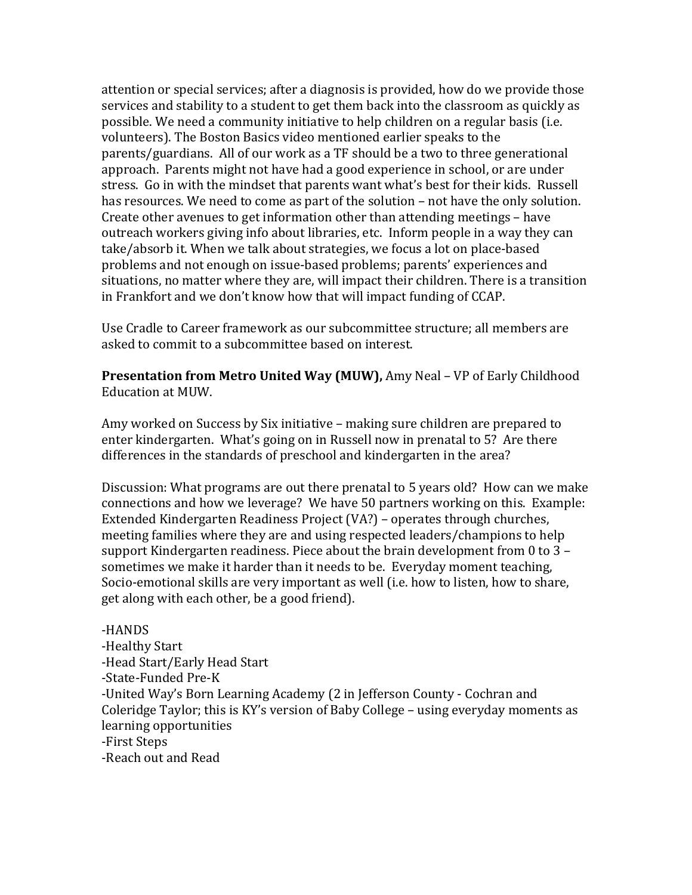attention or special services; after a diagnosis is provided, how do we provide those services and stability to a student to get them back into the classroom as quickly as possible. We need a community initiative to help children on a regular basis (i.e. volunteers). The Boston Basics video mentioned earlier speaks to the parents/guardians. All of our work as a TF should be a two to three generational approach. Parents might not have had a good experience in school, or are under stress. Go in with the mindset that parents want what's best for their kids. Russell has resources. We need to come as part of the solution – not have the only solution. Create other avenues to get information other than attending meetings – have outreach workers giving info about libraries, etc. Inform people in a way they can take/absorb it. When we talk about strategies, we focus a lot on place-based problems and not enough on issue-based problems; parents' experiences and situations, no matter where they are, will impact their children. There is a transition in Frankfort and we don't know how that will impact funding of CCAP.

Use Cradle to Career framework as our subcommittee structure; all members are asked to commit to a subcommittee based on interest.

**Presentation from Metro United Way (MUW),** Amy Neal – VP of Early Childhood Education at MUW.

Amy worked on Success by Six initiative – making sure children are prepared to enter kindergarten. What's going on in Russell now in prenatal to 5? Are there differences in the standards of preschool and kindergarten in the area?

Discussion: What programs are out there prenatal to 5 years old? How can we make connections and how we leverage? We have 50 partners working on this. Example: Extended Kindergarten Readiness Project (VA?) – operates through churches, meeting families where they are and using respected leaders/champions to help support Kindergarten readiness. Piece about the brain development from 0 to 3 – sometimes we make it harder than it needs to be. Everyday moment teaching, Socio-emotional skills are very important as well (i.e. how to listen, how to share, get along with each other, be a good friend).

-HANDS
-Healthy Start
-Head Start/Early Head Start
-State-Funded Pre-K
-United Way's Born Learning Academy (2 in Jefferson County - Cochran and Coleridge Taylor; this is KY's version of Baby College – using everyday moments as learning opportunities
-First Steps
-Reach out and Read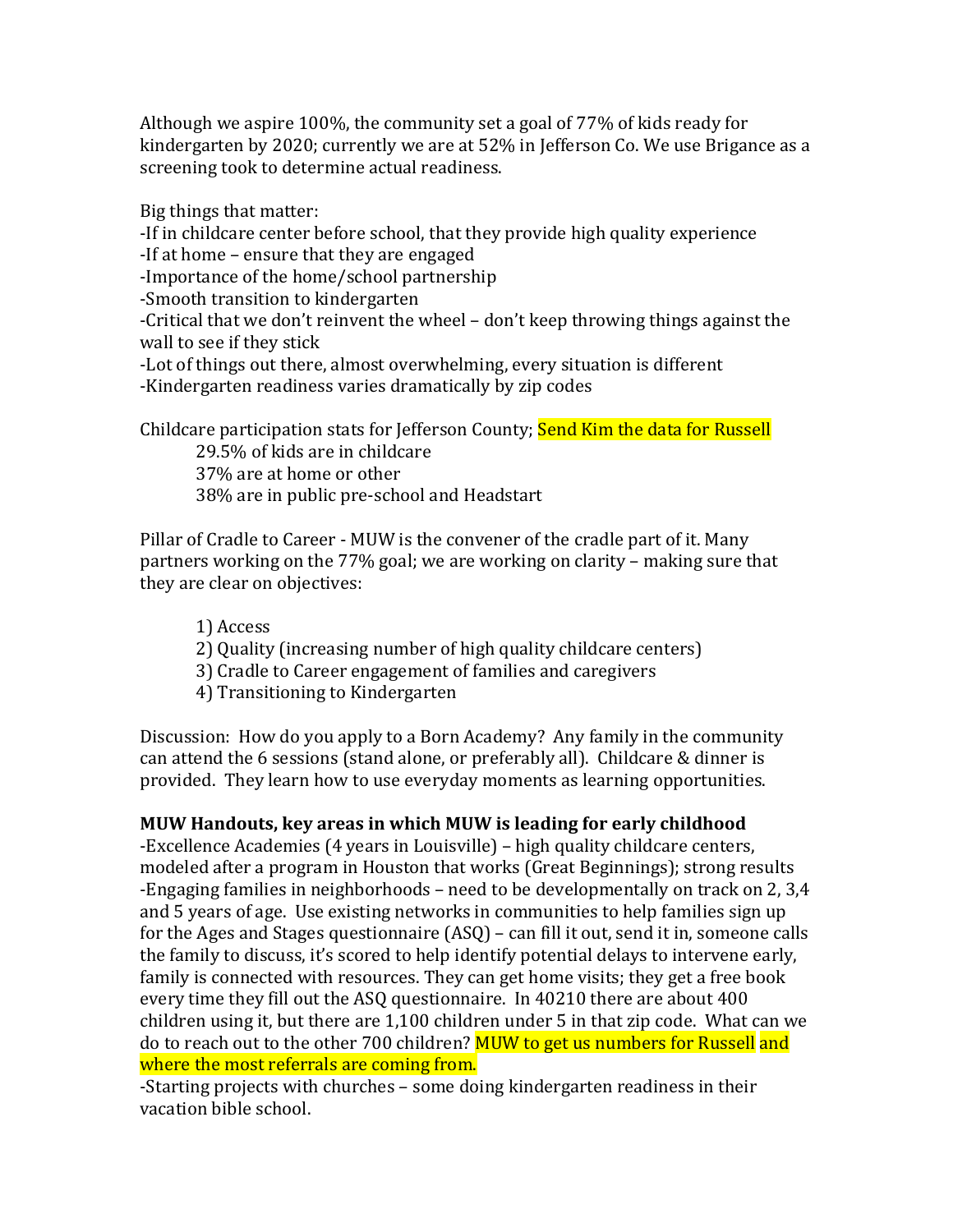Although we aspire 100%, the community set a goal of 77% of kids ready for kindergarten by 2020; currently we are at 52% in Jefferson Co. We use Brigance as a screening took to determine actual readiness.

Big things that matter:
-If in childcare center before school, that they provide high quality experience
-If at home – ensure that they are engaged
-Importance of the home/school partnership
-Smooth transition to kindergarten
-Critical that we don't reinvent the wheel – don't keep throwing things against the wall to see if they stick
-Lot of things out there, almost overwhelming, every situation is different
-Kindergarten readiness varies dramatically by zip codes

Childcare participation stats for Jefferson County; Send Kim the data for Russell

29.5% of kids are in childcare
37% are at home or other
38% are in public pre-school and Headstart

Pillar of Cradle to Career - MUW is the convener of the cradle part of it. Many partners working on the 77% goal; we are working on clarity – making sure that they are clear on objectives:

1) Access
2) Quality (increasing number of high quality childcare centers)
3) Cradle to Career engagement of families and caregivers
4) Transitioning to Kindergarten

Discussion: How do you apply to a Born Academy? Any family in the community can attend the 6 sessions (stand alone, or preferably all). Childcare & dinner is provided. They learn how to use everyday moments as learning opportunities.

**MUW Handouts, key areas in which MUW is leading for early childhood**

-Excellence Academies (4 years in Louisville) – high quality childcare centers, modeled after a program in Houston that works (Great Beginnings); strong results
-Engaging families in neighborhoods – need to be developmentally on track on 2, 3,4 and 5 years of age. Use existing networks in communities to help families sign up for the Ages and Stages questionnaire (ASQ) – can fill it out, send it in, someone calls the family to discuss, it's scored to help identify potential delays to intervene early, family is connected with resources. They can get home visits; they get a free book every time they fill out the ASQ questionnaire. In 40210 there are about 400 children using it, but there are 1,100 children under 5 in that zip code. What can we do to reach out to the other 700 children? MUW to get us numbers for Russell and where the most referrals are coming from.
-Starting projects with churches – some doing kindergarten readiness in their vacation bible school.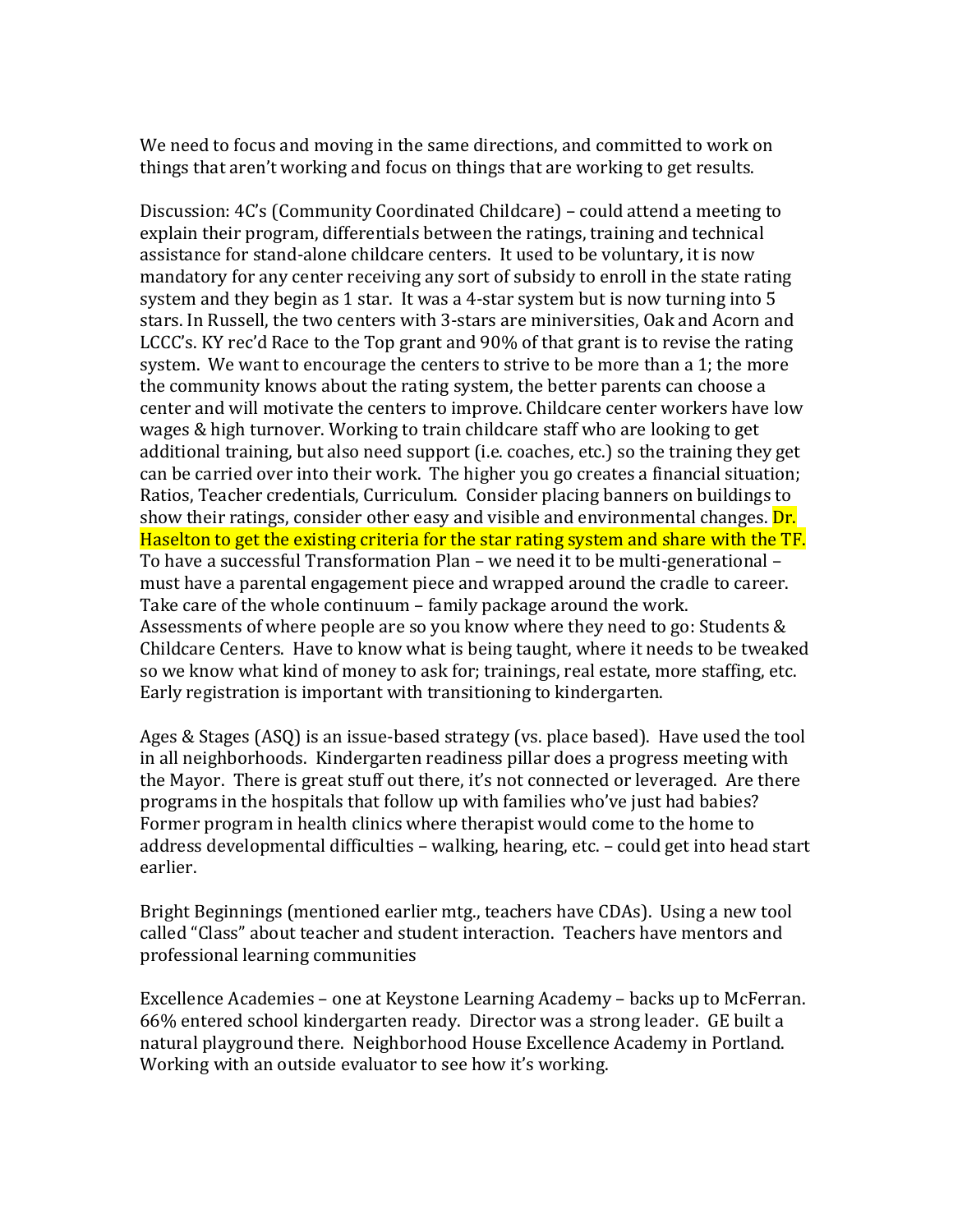We need to focus and moving in the same directions, and committed to work on things that aren't working and focus on things that are working to get results.

Discussion: 4C's (Community Coordinated Childcare) – could attend a meeting to explain their program, differentials between the ratings, training and technical assistance for stand-alone childcare centers. It used to be voluntary, it is now mandatory for any center receiving any sort of subsidy to enroll in the state rating system and they begin as 1 star. It was a 4-star system but is now turning into 5 stars. In Russell, the two centers with 3-stars are miniversities, Oak and Acorn and LCCC's. KY rec'd Race to the Top grant and 90% of that grant is to revise the rating system. We want to encourage the centers to strive to be more than a 1; the more the community knows about the rating system, the better parents can choose a center and will motivate the centers to improve. Childcare center workers have low wages & high turnover. Working to train childcare staff who are looking to get additional training, but also need support (i.e. coaches, etc.) so the training they get can be carried over into their work. The higher you go creates a financial situation; Ratios, Teacher credentials, Curriculum. Consider placing banners on buildings to show their ratings, consider other easy and visible and environmental changes. Dr. Haselton to get the existing criteria for the star rating system and share with the TF. To have a successful Transformation Plan – we need it to be multi-generational – must have a parental engagement piece and wrapped around the cradle to career. Take care of the whole continuum – family package around the work. Assessments of where people are so you know where they need to go: Students & Childcare Centers. Have to know what is being taught, where it needs to be tweaked so we know what kind of money to ask for; trainings, real estate, more staffing, etc. Early registration is important with transitioning to kindergarten.

Ages & Stages (ASQ) is an issue-based strategy (vs. place based). Have used the tool in all neighborhoods. Kindergarten readiness pillar does a progress meeting with the Mayor. There is great stuff out there, it's not connected or leveraged. Are there programs in the hospitals that follow up with families who've just had babies? Former program in health clinics where therapist would come to the home to address developmental difficulties – walking, hearing, etc. – could get into head start earlier.

Bright Beginnings (mentioned earlier mtg., teachers have CDAs). Using a new tool called "Class" about teacher and student interaction. Teachers have mentors and professional learning communities

Excellence Academies – one at Keystone Learning Academy – backs up to McFerran. 66% entered school kindergarten ready. Director was a strong leader. GE built a natural playground there. Neighborhood House Excellence Academy in Portland. Working with an outside evaluator to see how it's working.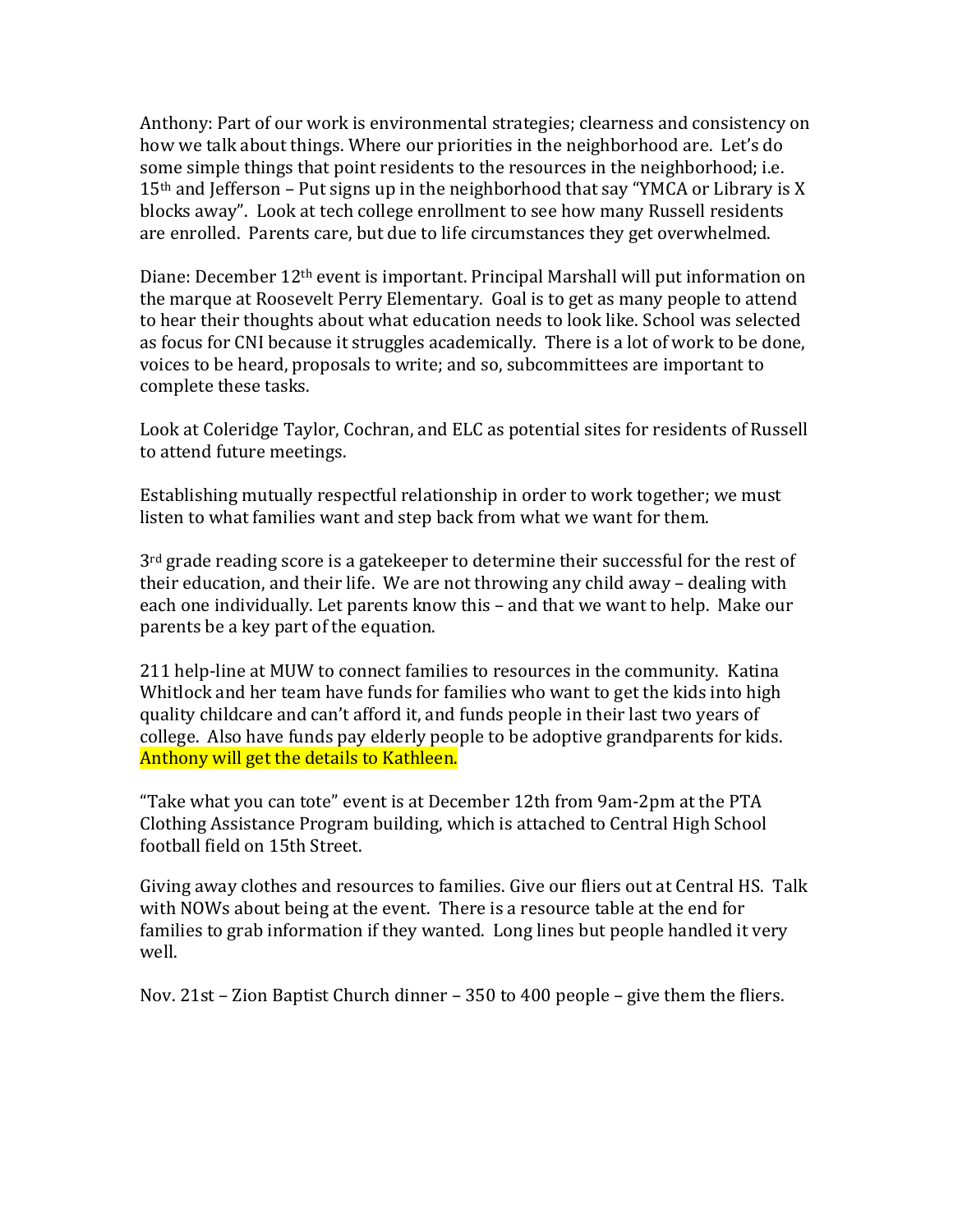Anthony: Part of our work is environmental strategies; clearness and consistency on how we talk about things. Where our priorities in the neighborhood are. Let's do some simple things that point residents to the resources in the neighborhood; i.e. 15th and Jefferson – Put signs up in the neighborhood that say "YMCA or Library is X blocks away". Look at tech college enrollment to see how many Russell residents are enrolled. Parents care, but due to life circumstances they get overwhelmed.

Diane: December 12th event is important. Principal Marshall will put information on the marque at Roosevelt Perry Elementary. Goal is to get as many people to attend to hear their thoughts about what education needs to look like. School was selected as focus for CNI because it struggles academically. There is a lot of work to be done, voices to be heard, proposals to write; and so, subcommittees are important to complete these tasks.

Look at Coleridge Taylor, Cochran, and ELC as potential sites for residents of Russell to attend future meetings.

Establishing mutually respectful relationship in order to work together; we must listen to what families want and step back from what we want for them.

3rd grade reading score is a gatekeeper to determine their successful for the rest of their education, and their life. We are not throwing any child away – dealing with each one individually. Let parents know this – and that we want to help. Make our parents be a key part of the equation.

211 help-line at MUW to connect families to resources in the community. Katina Whitlock and her team have funds for families who want to get the kids into high quality childcare and can't afford it, and funds people in their last two years of college. Also have funds pay elderly people to be adoptive grandparents for kids. Anthony will get the details to Kathleen.

"Take what you can tote" event is at December 12th from 9am-2pm at the PTA Clothing Assistance Program building, which is attached to Central High School football field on 15th Street.

Giving away clothes and resources to families. Give our fliers out at Central HS. Talk with NOWs about being at the event. There is a resource table at the end for families to grab information if they wanted. Long lines but people handled it very well.

Nov. 21st – Zion Baptist Church dinner – 350 to 400 people – give them the fliers.